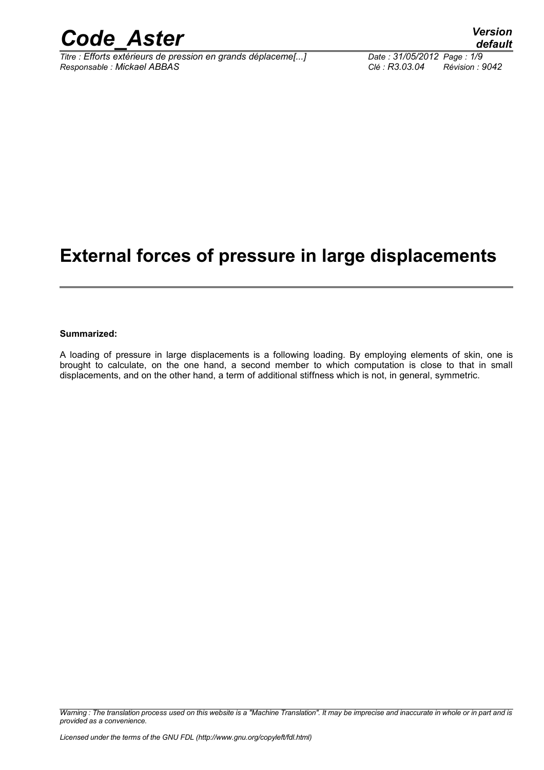# External forces of pressure in large displacements

**Summarized:**

A loading of pressure in large displacements is a following loading. By employing elements of skin, one is brought to calculate, on the one hand, a second member to which computation is close to that in small displacements, and on the other hand, a term of additional stiffness which is not, in general, symmetric.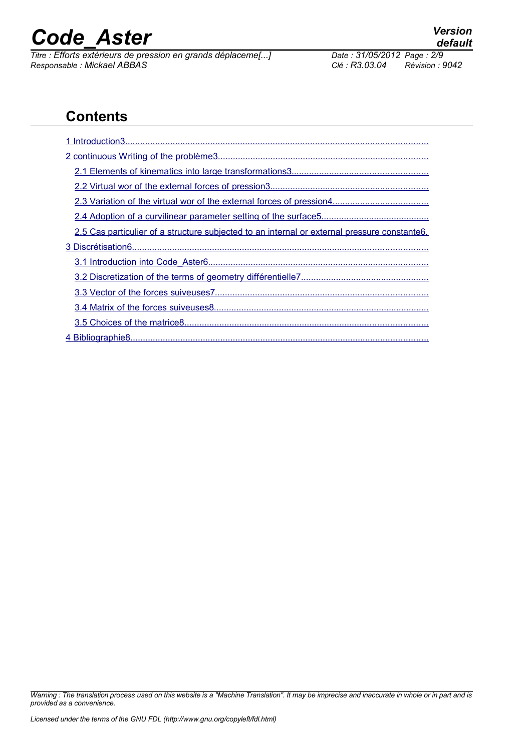## Contents

1 Introduction3

2 continuous Writing of the problème3

- 2.1 Elements of kinematics into large transformations3
- 2.2 Virtual wor of the external forces of pression3
- 2.3 Variation of the virtual wor of the external forces of pression4
- 2.4 Adoption of a curvilinear parameter setting of the surface5
- 2.5 Cas particulier of a structure subjected to an internal or external pressure constante6.

3 Discrétisation6

- 3.1 Introduction into Code_Aster6
- 3.2 Discretization of the terms of geometry différentielle7
- 3.3 Vector of the forces suiveuses7
- 3.4 Matrix of the forces suiveuses8
- 3.5 Choices of the matrice8

4 Bibliographie8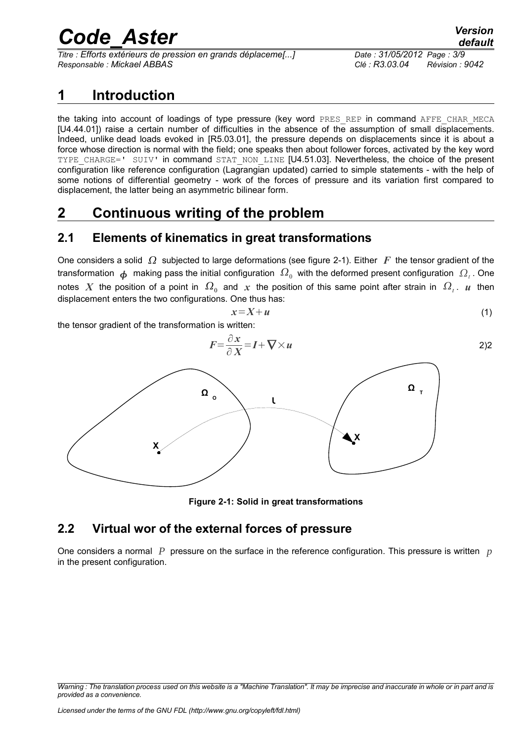# 1 Introduction

the taking into account of loadings of type pressure (key word PRES_REP in command AFFE_CHAR_MECA [U4.44.01]) raise a certain number of difficulties in the absence of the assumption of small displacements. Indeed, unlike dead loads evoked in [R5.03.01], the pressure depends on displacements since it is about a force whose direction is normal with the field; one speaks then about follower forces, activated by the key word TYPE_CHARGE=' SUIV' in command STAT_NON_LINE [U4.51.03]. Nevertheless, the choice of the present configuration like reference configuration (Lagrangian updated) carried to simple statements - with the help of some notions of differential geometry - work of the forces of pressure and its variation first compared to displacement, the latter being an asymmetric bilinear form.

# 2 Continuous writing of the problem

## 2.1 Elements of kinematics in great transformations

One considers a solid $\Omega$ subjected to large deformations (see figure 2-1). Either $\boldsymbol{F}$ the tensor gradient of the transformation $\boldsymbol{\phi}$ making pass the initial configuration $\Omega_0$ with the deformed present configuration $\Omega_t$. One notes $\boldsymbol{X}$ the position of a point in $\Omega_0$ and $\boldsymbol{x}$ the position of this same point after strain in $\Omega_t$. $\boldsymbol{u}$ then displacement enters the two configurations. One thus has:

$$\boldsymbol{x}=\boldsymbol{X}+\boldsymbol{u} \tag{1}$$

the tensor gradient of the transformation is written:

$$\boldsymbol{F}=\frac{\partial \boldsymbol{x}}{\partial \boldsymbol{X}}=\boldsymbol{I}+\nabla\times\boldsymbol{u} \quad 2)2$$

Figure 2-1: Solid in great transformations

## 2.2 Virtual wor of the external forces of pressure

One considers a normal $P$ pressure on the surface in the reference configuration. This pressure is written $p$ in the present configuration.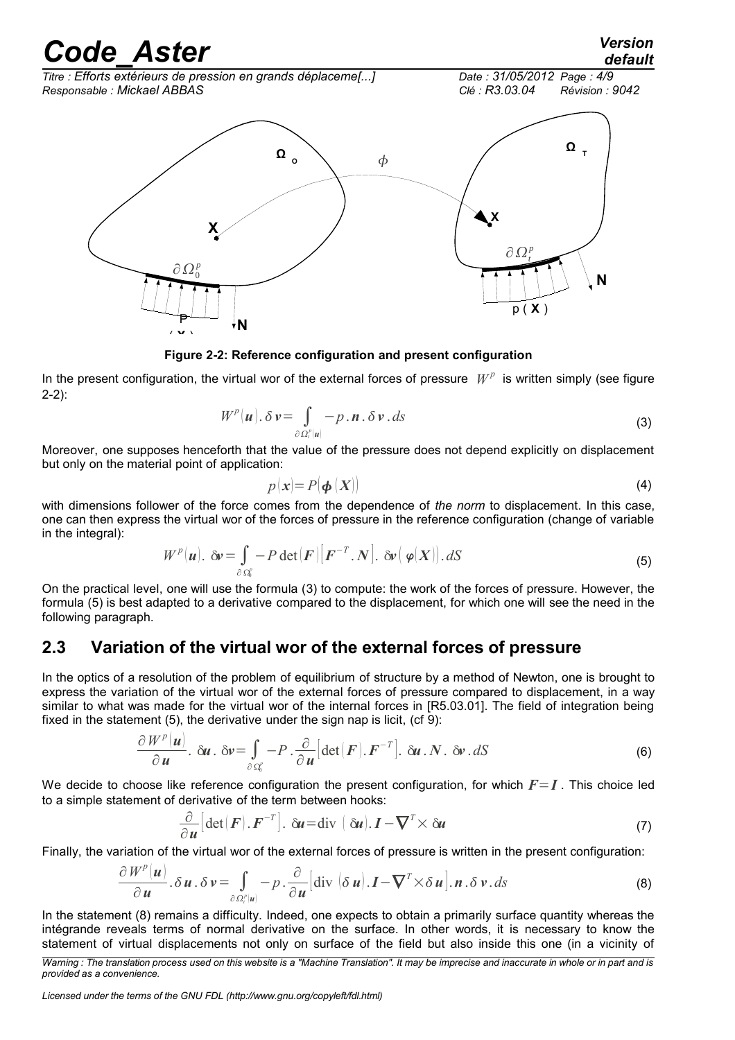Figure 2-2: Reference configuration and present configuration

In the present configuration, the virtual wor of the external forces of pressure $W^p$ is written simply (see figure 2-2):

$$W^p(\boldsymbol{u}).\delta\boldsymbol{v}=\int_{\partial\Omega_t^p(\boldsymbol{u})} -p.\boldsymbol{n}.\delta\boldsymbol{v}.ds \tag{3}$$

Moreover, one supposes henceforth that the value of the pressure does not depend explicitly on displacement but only on the material point of application:

$$p(\boldsymbol{x})=P(\boldsymbol{\phi}(\boldsymbol{X})) \tag{4}$$

with dimensions follower of the force comes from the dependence of *the norm* to displacement. In this case, one can then express the virtual wor of the forces of pressure in the reference configuration (change of variable in the integral):

$$W^p(\boldsymbol{u}).\ \delta\boldsymbol{v}=\int_{\partial\Omega_0^p} -P\det(\boldsymbol{F})\left[\boldsymbol{F}^{-T}.\boldsymbol{N}\right].\ \delta\boldsymbol{v}(\varphi(\boldsymbol{X})).dS \tag{5}$$

On the practical level, one will use the formula (3) to compute: the work of the forces of pressure. However, the formula (5) is best adapted to a derivative compared to the displacement, for which one will see the need in the following paragraph.

## 2.3 Variation of the virtual wor of the external forces of pressure

In the optics of a resolution of the problem of equilibrium of structure by a method of Newton, one is brought to express the variation of the virtual wor of the external forces of pressure compared to displacement, in a way similar to what was made for the virtual wor of the internal forces in [R5.03.01]. The field of integration being fixed in the statement (5), the derivative under the sign nap is licit, (cf 9):

$$\frac{\partial W^p(\boldsymbol{u})}{\partial\boldsymbol{u}}.\ \delta\boldsymbol{u}.\ \delta\boldsymbol{v}=\int_{\partial\Omega_0^p} -P.\frac{\partial}{\partial\boldsymbol{u}}\left[\det(\boldsymbol{F}).\boldsymbol{F}^{-T}\right].\ \delta\boldsymbol{u}.\boldsymbol{N}.\ \delta\boldsymbol{v}.dS \tag{6}$$

We decide to choose like reference configuration the present configuration, for which $\boldsymbol{F}=\boldsymbol{I}$. This choice led to a simple statement of derivative of the term between hooks:

$$\frac{\partial}{\partial\boldsymbol{u}}\left[\det(\boldsymbol{F}).\boldsymbol{F}^{-T}\right].\ \delta\boldsymbol{u}=\operatorname{div}\ (\delta\boldsymbol{u}).\boldsymbol{I}-\boldsymbol{\nabla}^T\times\delta\boldsymbol{u} \tag{7}$$

Finally, the variation of the virtual wor of the external forces of pressure is written in the present configuration:

$$\frac{\partial W^p(\boldsymbol{u})}{\partial\boldsymbol{u}}.\delta\boldsymbol{u}.\delta\boldsymbol{v}=\int_{\partial\Omega_t^p(\boldsymbol{u})} -p.\frac{\partial}{\partial\boldsymbol{u}}\left[\operatorname{div}\ (\delta\boldsymbol{u}).\boldsymbol{I}-\boldsymbol{\nabla}^T\times\delta\boldsymbol{u}\right].\boldsymbol{n}.\delta\boldsymbol{v}.ds \tag{8}$$

In the statement (8) remains a difficulty. Indeed, one expects to obtain a primarily surface quantity whereas the intégrande reveals terms of normal derivative on the surface. In other words, it is necessary to know the statement of virtual displacements not only on surface of the field but also inside this one (in a vicinity of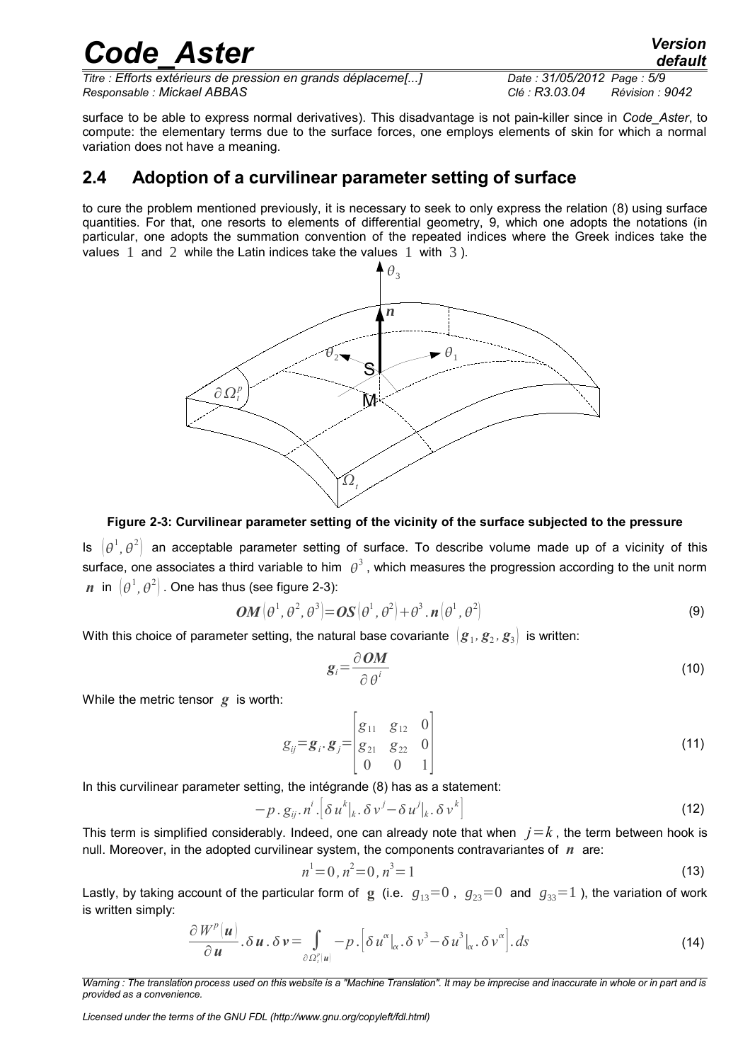surface to be able to express normal derivatives). This disadvantage is not pain-killer since in *Code_Aster*, to compute: the elementary terms due to the surface forces, one employs elements of skin for which a normal variation does not have a meaning.

## 2.4 Adoption of a curvilinear parameter setting of surface

to cure the problem mentioned previously, it is necessary to seek to only express the relation (8) using surface quantities. For that, one resorts to elements of differential geometry, 9, which one adopts the notations (in particular, one adopts the summation convention of the repeated indices where the Greek indices take the values $1$ and $2$ while the Latin indices take the values $1$ with $3$ ).

**Figure 2-3: Curvilinear parameter setting of the vicinity of the surface subjected to the pressure**

Is $(\theta^1, \theta^2)$ an acceptable parameter setting of surface. To describe volume made up of a vicinity of this surface, one associates a third variable to him $\theta^3$ , which measures the progression according to the unit norm $\boldsymbol{n}$ in $(\theta^1, \theta^2)$ . One has thus (see figure 2-3):

$$\boldsymbol{OM}(\theta^1, \theta^2, \theta^3) = \boldsymbol{OS}(\theta^1, \theta^2) + \theta^3 . \boldsymbol{n}(\theta^1, \theta^2) \tag{9}$$

With this choice of parameter setting, the natural base covariante $(\boldsymbol{g}_1, \boldsymbol{g}_2, \boldsymbol{g}_3)$ is written:

$$\boldsymbol{g}_i = \frac{\partial \boldsymbol{OM}}{\partial \theta^i} \tag{10}$$

While the metric tensor $\boldsymbol{g}$ is worth:

$$g_{ij} = \boldsymbol{g}_i \cdot \boldsymbol{g}_j = \begin{bmatrix} g_{11} & g_{12} & 0 \\ g_{21} & g_{22} & 0 \\ 0 & 0 & 1 \end{bmatrix} \tag{11}$$

In this curvilinear parameter setting, the intégrande (8) has as a statement:

$$-p \, . \, g_{ij} . n^i . \left[ \delta u^k \big|_k . \delta v^j - \delta u^j \big|_k . \delta v^k \right] \tag{12}$$

This term is simplified considerably. Indeed, one can already note that when $j = k$ , the term between hook is null. Moreover, in the adopted curvilinear system, the components contravariantes of $\boldsymbol{n}$ are:

$$n^1 = 0 , n^2 = 0 , n^3 = 1 \tag{13}$$

Lastly, by taking account of the particular form of $\mathbf{g}$ (i.e. $g_{13} = 0$ , $g_{23} = 0$ and $g_{33} = 1$ ), the variation of work is written simply:

$$\frac{\partial W^p(\boldsymbol{u})}{\partial \boldsymbol{u}} . \delta \boldsymbol{u} . \delta \boldsymbol{v} = \int_{\partial \Omega_t^p(\boldsymbol{u})} -p . \left[ \delta u^\alpha \big|_\alpha . \delta v^3 - \delta u^3 \big|_\alpha . \delta v^\alpha \right] . ds \tag{14}$$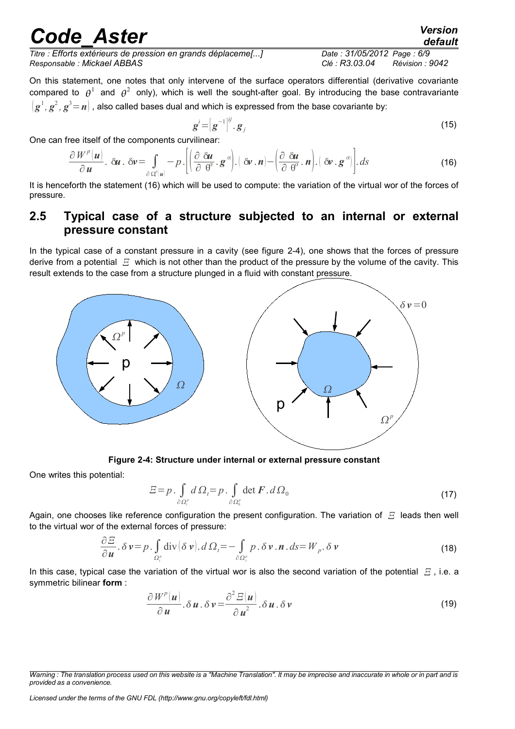On this statement, one notes that only intervene of the surface operators differential (derivative covariante compared to $\theta^1$ and $\theta^2$ only), which is well the sought-after goal. By introducing the base contravariante $(\boldsymbol{g}^1, \boldsymbol{g}^2, \boldsymbol{g}^3 = \boldsymbol{n})$, also called bases dual and which is expressed from the base covariante by:

$$\boldsymbol{g}^i = \left[\boldsymbol{g}^{-1}\right]^{ij} . \boldsymbol{g}_j \tag{15}$$

One can free itself of the components curvilinear:

$$\frac{\partial W^p(\boldsymbol{u})}{\partial \boldsymbol{u}} . \delta\boldsymbol{u} . \delta\boldsymbol{v} = \int_{\partial \Omega^p(\boldsymbol{u})} -p . \left[ \left( \frac{\partial\ \delta\boldsymbol{u}}{\partial\ \theta^\alpha} . \boldsymbol{g}^\alpha \right) . (\ \delta\boldsymbol{v} . \boldsymbol{n}) - \left( \frac{\partial\ \delta\boldsymbol{u}}{\partial\ \theta^\alpha} . \boldsymbol{n} \right) . (\ \delta\boldsymbol{v} . \boldsymbol{g}^\alpha) \right] . ds \tag{16}$$

It is henceforth the statement (16) which will be used to compute: the variation of the virtual wor of the forces of pressure.

## 2.5 Typical case of a structure subjected to an internal or external pressure constant

In the typical case of a constant pressure in a cavity (see figure 2-4), one shows that the forces of pressure derive from a potential $\Xi$ which is not other than the product of the pressure by the volume of the cavity. This result extends to the case from a structure plunged in a fluid with constant pressure.

**Figure 2-4: Structure under internal or external pressure constant**

One writes this potential:

$$\Xi = p . \int_{\partial \Omega_t^p} d\,\Omega_t = p . \int_{\partial \Omega_0^p} \det \boldsymbol{F} . d\,\Omega_0 \tag{17}$$

Again, one chooses like reference configuration the present configuration. The variation of $\Xi$ leads then well to the virtual wor of the external forces of pressure:

$$\frac{\partial \Xi}{\partial \boldsymbol{u}} . \delta\,\boldsymbol{v} = p . \int_{\Omega_t^p} \operatorname{div}(\delta\,\boldsymbol{v}) . d\,\Omega_t = - \int_{\partial \Omega_t^p} p . \delta\,\boldsymbol{v} . \boldsymbol{n} . ds = W_p . \delta\,\boldsymbol{v} \tag{18}$$

In this case, typical case the variation of the virtual wor is also the second variation of the potential $\Xi$, i.e. a symmetric bilinear **form** :

$$\frac{\partial W^p(\boldsymbol{u})}{\partial \boldsymbol{u}} . \delta\,\boldsymbol{u} . \delta\,\boldsymbol{v} = \frac{\partial^2 \Xi(\boldsymbol{u})}{\partial \boldsymbol{u}^2} . \delta\,\boldsymbol{u} . \delta\,\boldsymbol{v} \tag{19}$$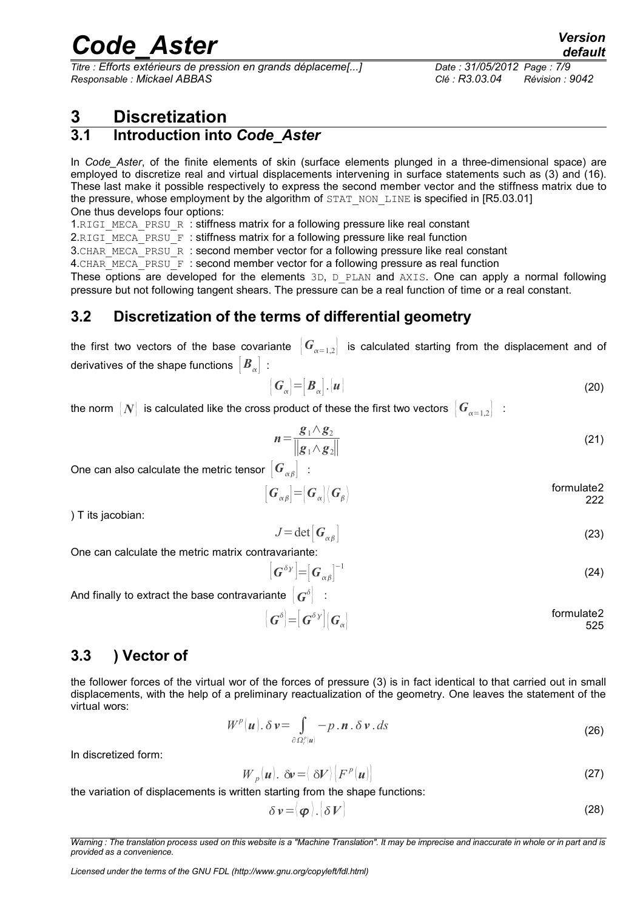# 3 Discretization

## 3.1 Introduction into *Code_Aster*

In *Code_Aster*, of the finite elements of skin (surface elements plunged in a three-dimensional space) are employed to discretize real and virtual displacements intervening in surface statements such as (3) and (16). These last make it possible respectively to express the second member vector and the stiffness matrix due to the pressure, whose employment by the algorithm of STAT_NON_LINE is specified in [R5.03.01]

One thus develops four options:

1. RIGI_MECA_PRSU_R : stiffness matrix for a following pressure like real constant
2. RIGI_MECA_PRSU_F : stiffness matrix for a following pressure like real function
3. CHAR_MECA_PRSU_R : second member vector for a following pressure like real constant
4. CHAR_MECA_PRSU_F : second member vector for a following pressure as real function

These options are developed for the elements 3D, D_PLAN and AXIS. One can apply a normal following pressure but not following tangent shears. The pressure can be a real function of time or a real constant.

## 3.2 Discretization of the terms of differential geometry

the first two vectors of the base covariante $\{G_{\alpha=1,2}\}$ is calculated starting from the displacement and of derivatives of the shape functions $[B_\alpha]$ :

$$\{G_\alpha\}=[B_\alpha].\{u\} \tag{20}$$

the norm $\{N\}$ is calculated like the cross product of these the first two vectors $\{G_{\alpha=1,2}\}$ :

$$n=\frac{g_1\wedge g_2}{\|g_1\wedge g_2\|} \tag{21}$$

One can also calculate the metric tensor $[G_{\alpha\beta}]$ :

$$[G_{\alpha\beta}]=\{G_\alpha\}\langle G_\beta\rangle \qquad \text{formulate2 222}$$

) T its jacobian:

$$J=\det[G_{\alpha\beta}] \tag{23}$$

One can calculate the metric matrix contravariante:

$$[G^{\delta\gamma}]=[G_{\alpha\beta}]^{-1} \tag{24}$$

And finally to extract the base contravariante $\{G^\delta\}$ :

$$\{G^\delta\}=[G^{\delta\gamma}]\{G_\alpha\} \qquad \text{formulate2 525}$$

## 3.3 ) Vector of

the follower forces of the virtual wor of the forces of pressure (3) is in fact identical to that carried out in small displacements, with the help of a preliminary reactualization of the geometry. One leaves the statement of the virtual wors:

$$W^p(u).\delta v=\int_{\partial\Omega_t^p(u)} -p.n.\delta v.ds \tag{26}$$

In discretized form:

$$W_p(u).\ \delta v=\langle\delta V\rangle\{F^p(u)\} \tag{27}$$

the variation of displacements is written starting from the shape functions:

$$\delta v=\langle\varphi\rangle.\{\delta V\} \tag{28}$$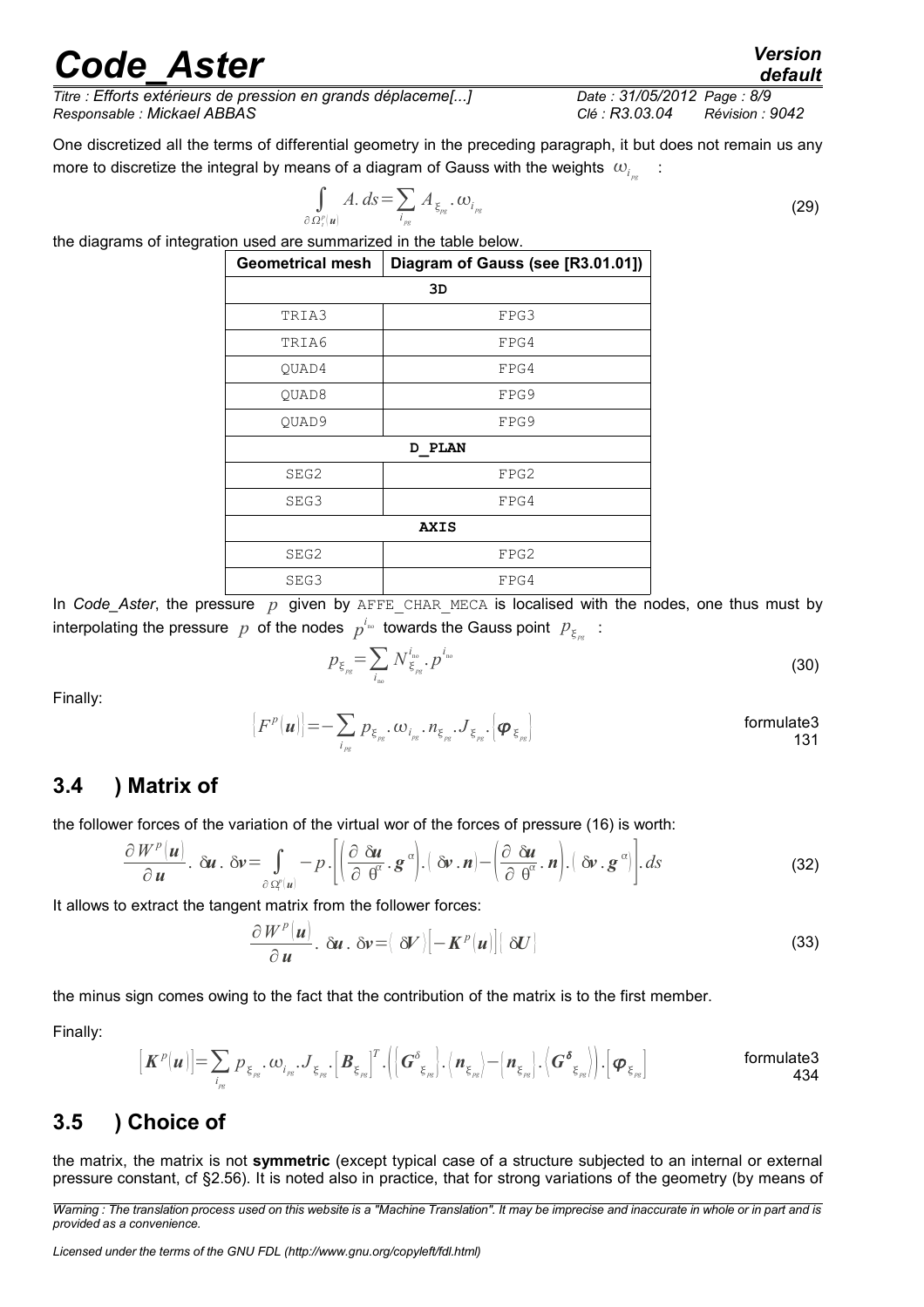One discretized all the terms of differential geometry in the preceding paragraph, it but does not remain us any more to discretize the integral by means of a diagram of Gauss with the weights $\omega_{i_{pg}}$ :

$$\int_{\partial \Omega_t^p(\boldsymbol{u})} A.\, ds = \sum_{i_{pg}} A_{\xi_{pg}} . \omega_{i_{pg}} \tag{29}$$

the diagrams of integration used are summarized in the table below.

| Geometrical mesh | Diagram of Gauss (see [R3.01.01]) |
|---|---|
| **3D** | |
| TRIA3 | FPG3 |
| TRIA6 | FPG4 |
| QUAD4 | FPG4 |
| QUAD8 | FPG9 |
| QUAD9 | FPG9 |
| **D_PLAN** | |
| SEG2 | FPG2 |
| SEG3 | FPG4 |
| **AXIS** | |
| SEG2 | FPG2 |
| SEG3 | FPG4 |

In *Code_Aster*, the pressure $p$ given by AFFE_CHAR_MECA is localised with the nodes, one thus must by interpolating the pressure $p$ of the nodes $p^{i_{no}}$ towards the Gauss point $p_{\xi_{pg}}$ :

$$p_{\xi_{pg}} = \sum_{i_{no}} N_{\xi_{pg}}^{i_{no}} . p^{i_{no}} \tag{30}$$

Finally:

$$\{F^p(\boldsymbol{u})\} = -\sum_{i_{pg}} p_{\xi_{pg}} . \omega_{i_{pg}} . n_{\xi_{pg}} . J_{\xi_{pg}} . \{\boldsymbol{\varphi}_{\xi_{pg}}\} \qquad \text{formulate3 131}$$

## 3.4 ) Matrix of

the follower forces of the variation of the virtual wor of the forces of pressure (16) is worth:

$$\frac{\partial W^p(\boldsymbol{u})}{\partial \boldsymbol{u}} . \delta \boldsymbol{u} . \delta \boldsymbol{v} = \int_{\partial \Omega_t^p(\boldsymbol{u})} -p . \left[ \left( \frac{\partial\ \delta \boldsymbol{u}}{\partial\ \theta^\alpha} . \boldsymbol{g}^\alpha \right) . (\delta \boldsymbol{v} . \boldsymbol{n}) - \left( \frac{\partial\ \delta \boldsymbol{u}}{\partial\ \theta^\alpha} . \boldsymbol{n} \right) . (\delta \boldsymbol{v} . \boldsymbol{g}^\alpha) \right] . ds \tag{32}$$

It allows to extract the tangent matrix from the follower forces:

$$\frac{\partial W^p(\boldsymbol{u})}{\partial \boldsymbol{u}} . \delta \boldsymbol{u} . \delta \boldsymbol{v} = \langle \delta \boldsymbol{V} \rangle [-\boldsymbol{K}^p(\boldsymbol{u})] \{ \delta \boldsymbol{U} \} \tag{33}$$

the minus sign comes owing to the fact that the contribution of the matrix is to the first member.

Finally:

$$[\boldsymbol{K}^p(\boldsymbol{u})] = \sum_{i_{pg}} p_{\xi_{pg}} . \omega_{i_{pg}} . J_{\xi_{pg}} . [\boldsymbol{B}_{\xi_{pg}}]^T . \left( \{\boldsymbol{G}^\delta_{\xi_{pg}}\} . \langle \boldsymbol{n}_{\xi_{pg}} \rangle - \{\boldsymbol{n}_{\xi_{pg}}\} . \langle \boldsymbol{G}^\delta_{\xi_{pg}} \rangle \right) . [\boldsymbol{\varphi}_{\xi_{pg}}] \qquad \text{formulate3 434}$$

## 3.5 ) Choice of

the matrix, the matrix is not **symmetric** (except typical case of a structure subjected to an internal or external pressure constant, cf §2.56). It is noted also in practice, that for strong variations of the geometry (by means of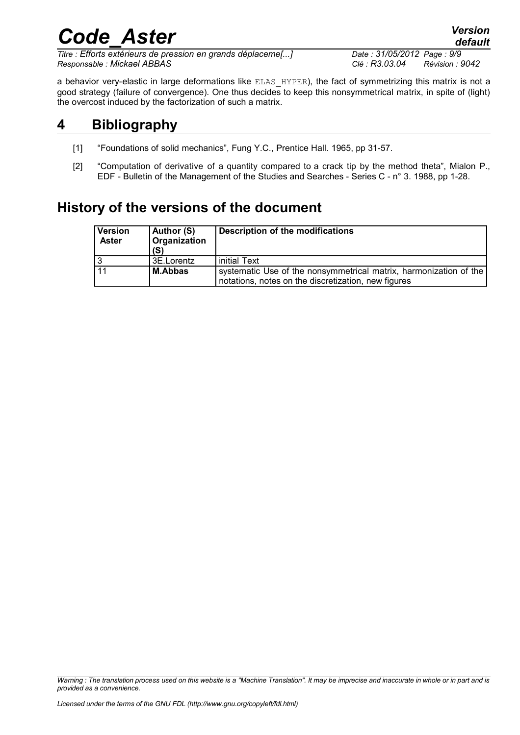a behavior very-elastic in large deformations like ELAS_HYPER), the fact of symmetrizing this matrix is not a good strategy (failure of convergence). One thus decides to keep this nonsymmetrical matrix, in spite of (light) the overcost induced by the factorization of such a matrix.

# 4 Bibliography

[1] "Foundations of solid mechanics", Fung Y.C., Prentice Hall. 1965, pp 31-57.

[2] "Computation of derivative of a quantity compared to a crack tip by the method theta", Mialon P., EDF - Bulletin of the Management of the Studies and Searches - Series C - n° 3. 1988, pp 1-28.

## History of the versions of the document

| Version Aster | Author (S) Organization (S) | Description of the modifications |
|---|---|---|
| 3 | 3E.Lorentz | initial Text |
| 11 | **M.Abbas** | systematic Use of the nonsymmetrical matrix, harmonization of the notations, notes on the discretization, new figures |